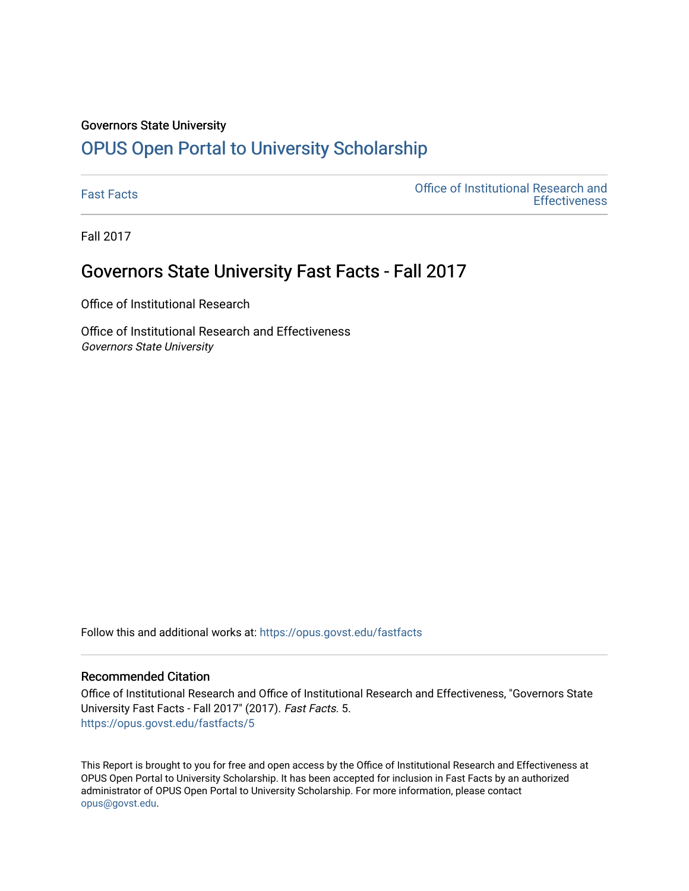Governors State University

# OPUS Open Portal to University Scholarship

Fast Facts | Office of Institutional Research and Effectiveness

Fall 2017

## Governors State University Fast Facts - Fall 2017

Office of Institutional Research

Office of Institutional Research and Effectiveness
*Governors State University*

Follow this and additional works at: https://opus.govst.edu/fastfacts

### Recommended Citation

Office of Institutional Research and Office of Institutional Research and Effectiveness, "Governors State University Fast Facts - Fall 2017" (2017). *Fast Facts*. 5.
https://opus.govst.edu/fastfacts/5

This Report is brought to you for free and open access by the Office of Institutional Research and Effectiveness at OPUS Open Portal to University Scholarship. It has been accepted for inclusion in Fast Facts by an authorized administrator of OPUS Open Portal to University Scholarship. For more information, please contact opus@govst.edu.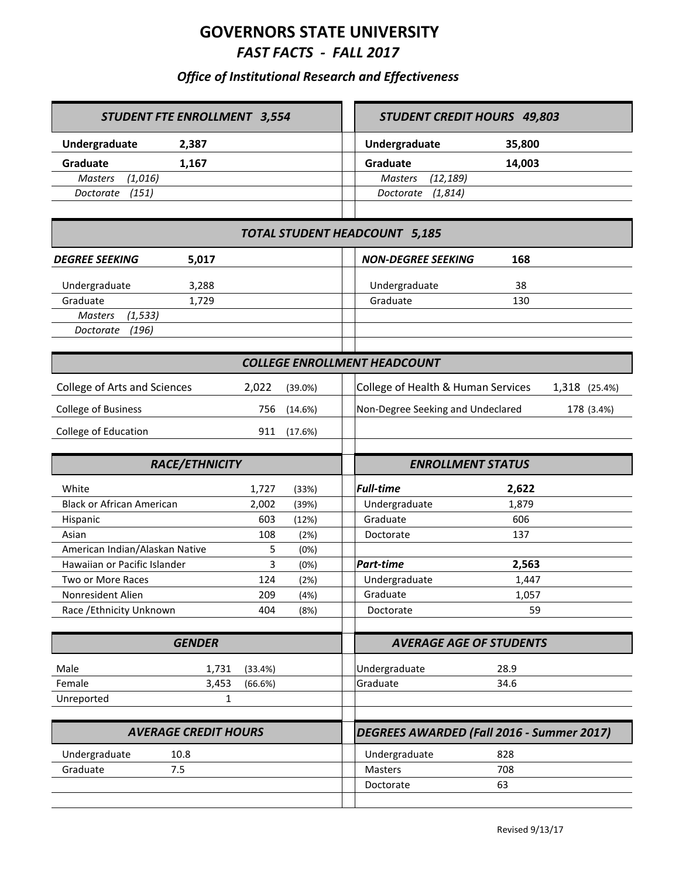# GOVERNORS STATE UNIVERSITY

## *FAST FACTS - FALL 2017*

### *Office of Institutional Research and Effectiveness*

| *STUDENT FTE ENROLLMENT 3,554* | |
|---|---|
| **Undergraduate** | **2,387** |
| **Graduate** | **1,167** |
| *Masters (1,016)* | |
| *Doctorate (151)* | |

| *STUDENT CREDIT HOURS 49,803* | |
|---|---|
| **Undergraduate** | **35,800** |
| **Graduate** | **14,003** |
| *Masters (12,189)* | |
| *Doctorate (1,814)* | |

### *TOTAL STUDENT HEADCOUNT 5,185*

| ***DEGREE SEEKING*** | **5,017** |
|---|---|
| Undergraduate | 3,288 |
| Graduate | 1,729 |
| *Masters (1,533)* | |
| *Doctorate (196)* | |

| ***NON-DEGREE SEEKING*** | **168** |
|---|---|
| Undergraduate | 38 |
| Graduate | 130 |

### *COLLEGE ENROLLMENT HEADCOUNT*

| | | |
|---|---|---|
| College of Arts and Sciences | 2,022 | (39.0%) |
| College of Business | 756 | (14.6%) |
| College of Education | 911 | (17.6%) |
| College of Health & Human Services | 1,318 | (25.4%) |
| Non-Degree Seeking and Undeclared | 178 | (3.4%) |

### *RACE/ETHNICITY*

| | | |
|---|---|---|
| White | 1,727 | (33%) |
| Black or African American | 2,002 | (39%) |
| Hispanic | 603 | (12%) |
| Asian | 108 | (2%) |
| American Indian/Alaskan Native | 5 | (0%) |
| Hawaiian or Pacific Islander | 3 | (0%) |
| Two or More Races | 124 | (2%) |
| Nonresident Alien | 209 | (4%) |
| Race /Ethnicity Unknown | 404 | (8%) |

### *ENROLLMENT STATUS*

| | |
|---|---|
| ***Full-time*** | **2,622** |
| Undergraduate | 1,879 |
| Graduate | 606 |
| Doctorate | 137 |
| ***Part-time*** | **2,563** |
| Undergraduate | 1,447 |
| Graduate | 1,057 |
| Doctorate | 59 |

### *GENDER*

| | | |
|---|---|---|
| Male | 1,731 | (33.4%) |
| Female | 3,453 | (66.6%) |
| Unreported | 1 | |

### *AVERAGE AGE OF STUDENTS*

| | |
|---|---|
| Undergraduate | 28.9 |
| Graduate | 34.6 |

### *AVERAGE CREDIT HOURS*

| | |
|---|---|
| Undergraduate | 10.8 |
| Graduate | 7.5 |

### *DEGREES AWARDED (Fall 2016 - Summer 2017)*

| | |
|---|---|
| Undergraduate | 828 |
| Masters | 708 |
| Doctorate | 63 |

Revised 9/13/17